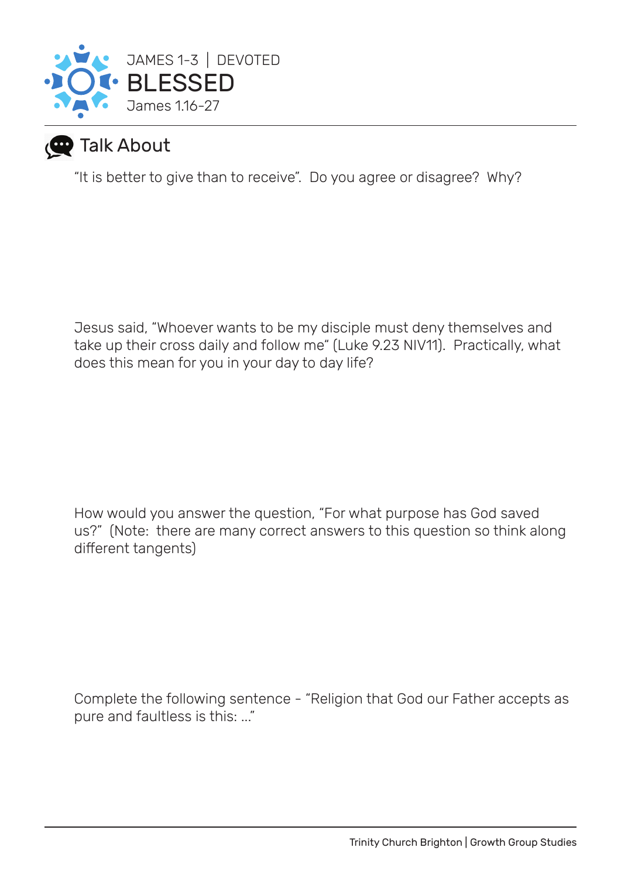JAMES 1-3 | DEVOTED

# BLESSED

James 1.16-27

## Talk About

"It is better to give than to receive". Do you agree or disagree? Why?

Jesus said, "Whoever wants to be my disciple must deny themselves and take up their cross daily and follow me" (Luke 9.23 NIV11). Practically, what does this mean for you in your day to day life?

How would you answer the question, "For what purpose has God saved us?" (Note: there are many correct answers to this question so think along different tangents)

Complete the following sentence - "Religion that God our Father accepts as pure and faultless is this: ..."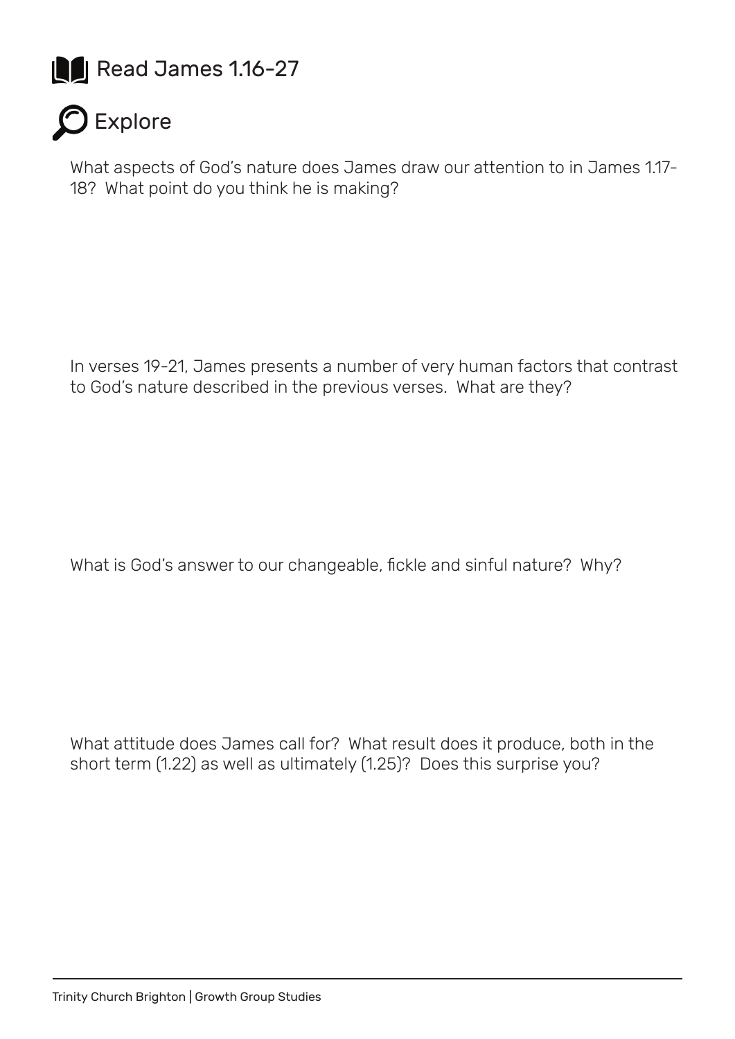## Read James 1.16-27

## Explore

What aspects of God's nature does James draw our attention to in James 1.17-18? What point do you think he is making?

In verses 19-21, James presents a number of very human factors that contrast to God's nature described in the previous verses. What are they?

What is God's answer to our changeable, fickle and sinful nature? Why?

What attitude does James call for? What result does it produce, both in the short term (1.22) as well as ultimately (1.25)? Does this surprise you?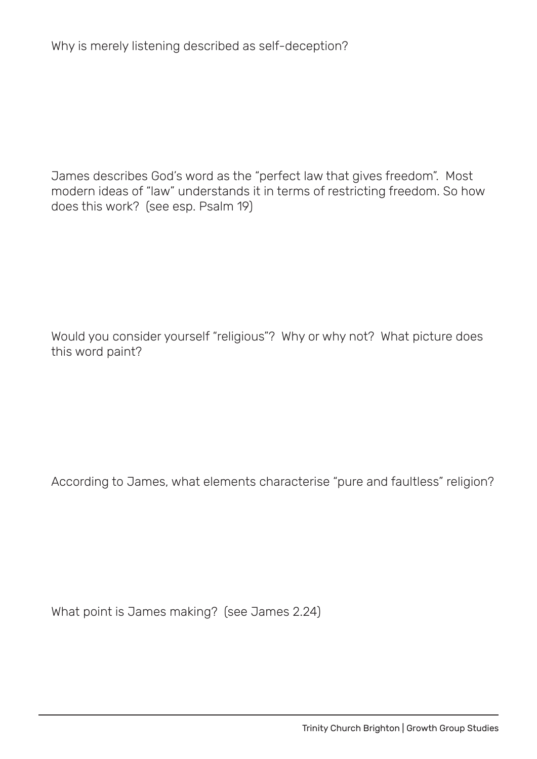Why is merely listening described as self-deception?

James describes God's word as the "perfect law that gives freedom". Most modern ideas of "law" understands it in terms of restricting freedom. So how does this work? (see esp. Psalm 19)

Would you consider yourself "religious"? Why or why not? What picture does this word paint?

According to James, what elements characterise "pure and faultless" religion?

What point is James making? (see James 2.24)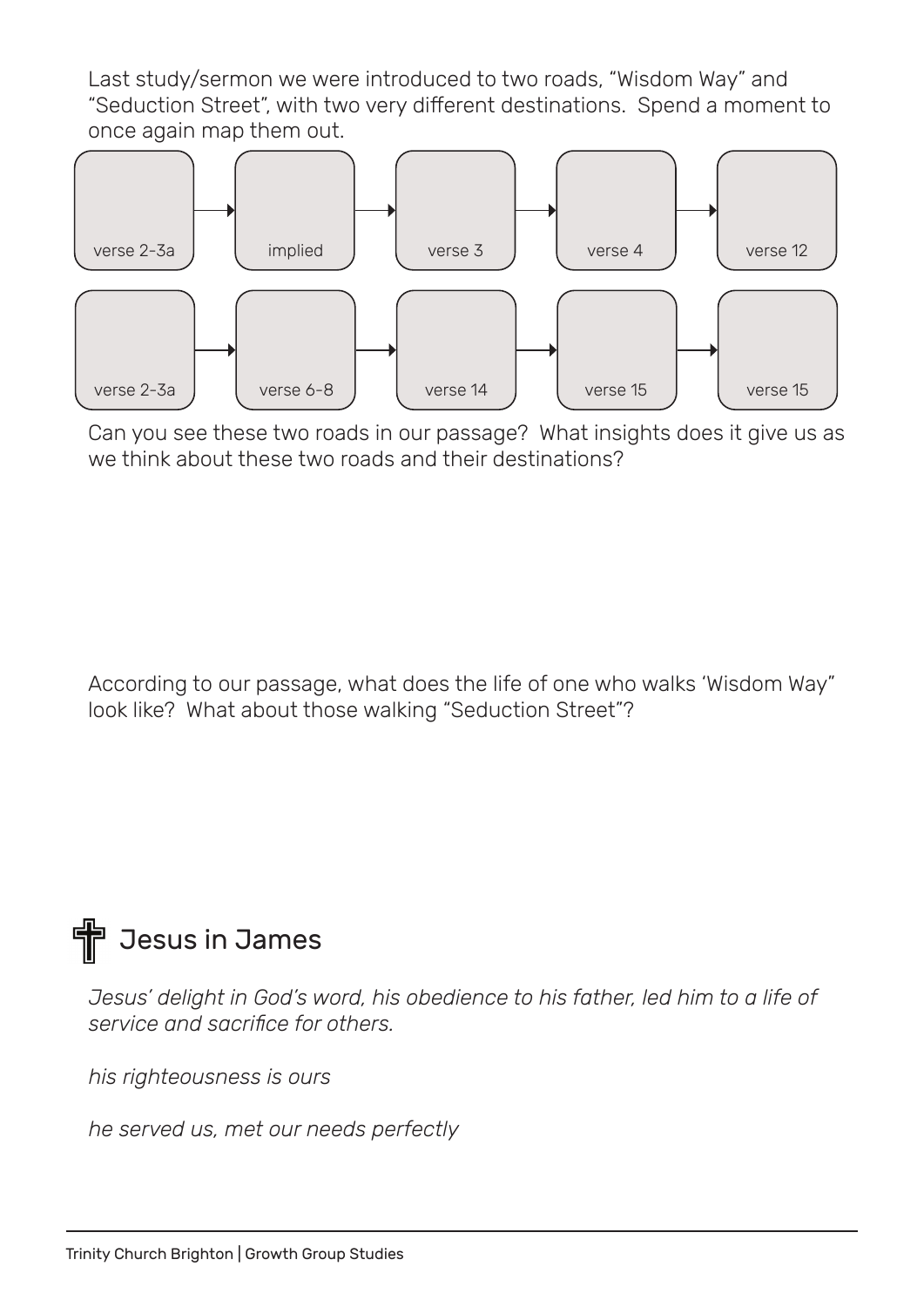Last study/sermon we were introduced to two roads, "Wisdom Way" and "Seduction Street", with two very different destinations. Spend a moment to once again map them out.

| | | | | |
|---|---|---|---|---|
| verse 2-3a → | implied → | verse 3 → | verse 4 → | verse 12 |
| verse 2-3a → | verse 6-8 → | verse 14 → | verse 15 → | verse 15 |

Can you see these two roads in our passage? What insights does it give us as we think about these two roads and their destinations?

According to our passage, what does the life of one who walks 'Wisdom Way" look like? What about those walking "Seduction Street"?

## Jesus in James

*Jesus' delight in God's word, his obedience to his father, led him to a life of service and sacrifice for others.*

*his righteousness is ours*

*he served us, met our needs perfectly*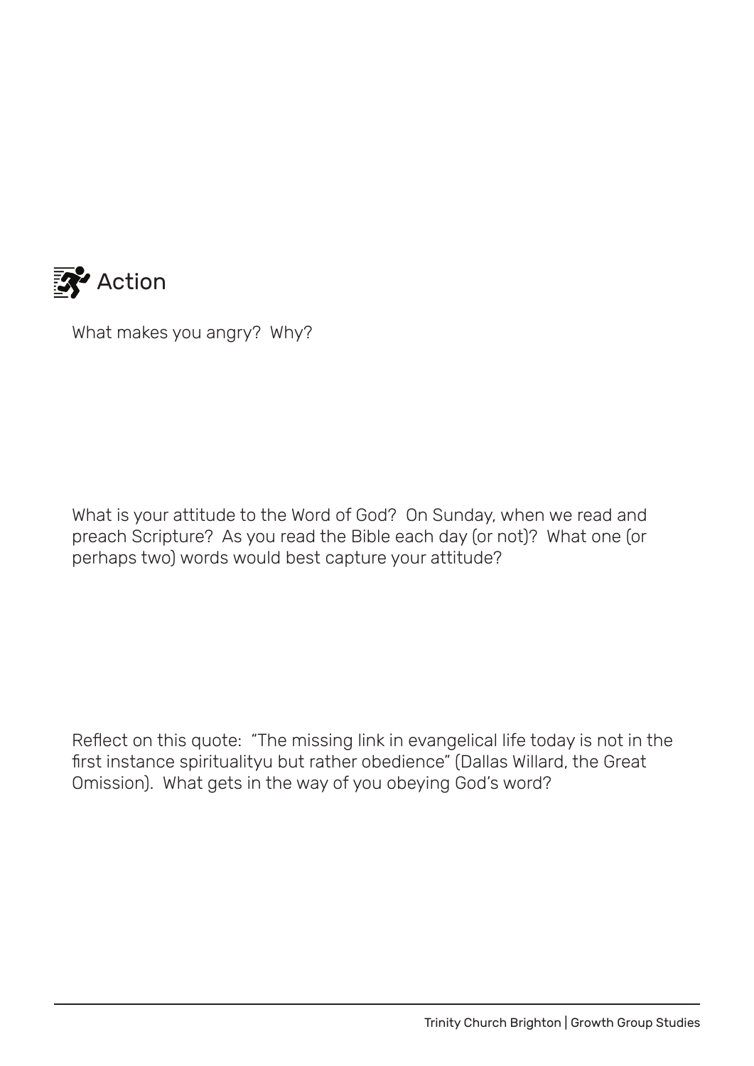## Action

What makes you angry? Why?

What is your attitude to the Word of God? On Sunday, when we read and preach Scripture? As you read the Bible each day (or not)? What one (or perhaps two) words would best capture your attitude?

Reflect on this quote: "The missing link in evangelical life today is not in the first instance spiritualityu but rather obedience" (Dallas Willard, the Great Omission). What gets in the way of you obeying God's word?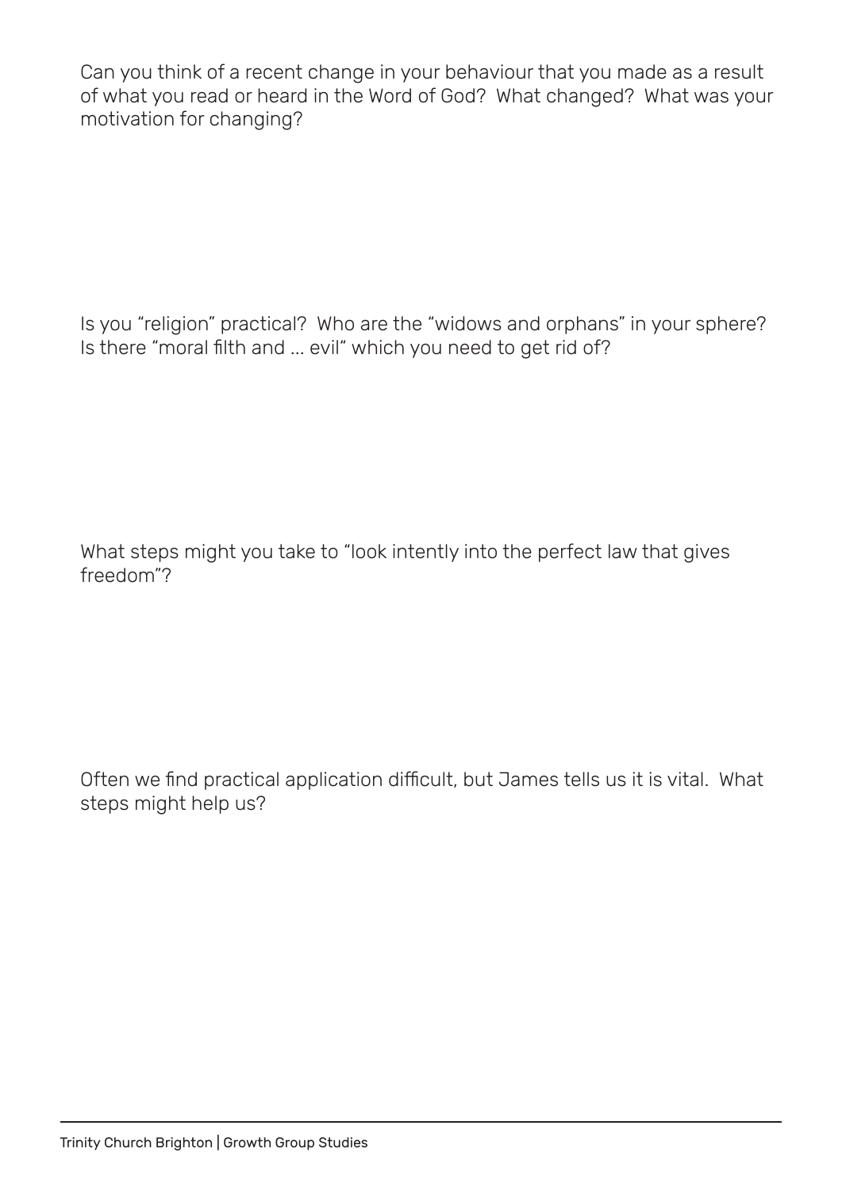Can you think of a recent change in your behaviour that you made as a result of what you read or heard in the Word of God? What changed? What was your motivation for changing?

Is you "religion" practical? Who are the "widows and orphans" in your sphere? Is there "moral filth and ... evil" which you need to get rid of?

What steps might you take to "look intently into the perfect law that gives freedom"?

Often we find practical application difficult, but James tells us it is vital. What steps might help us?